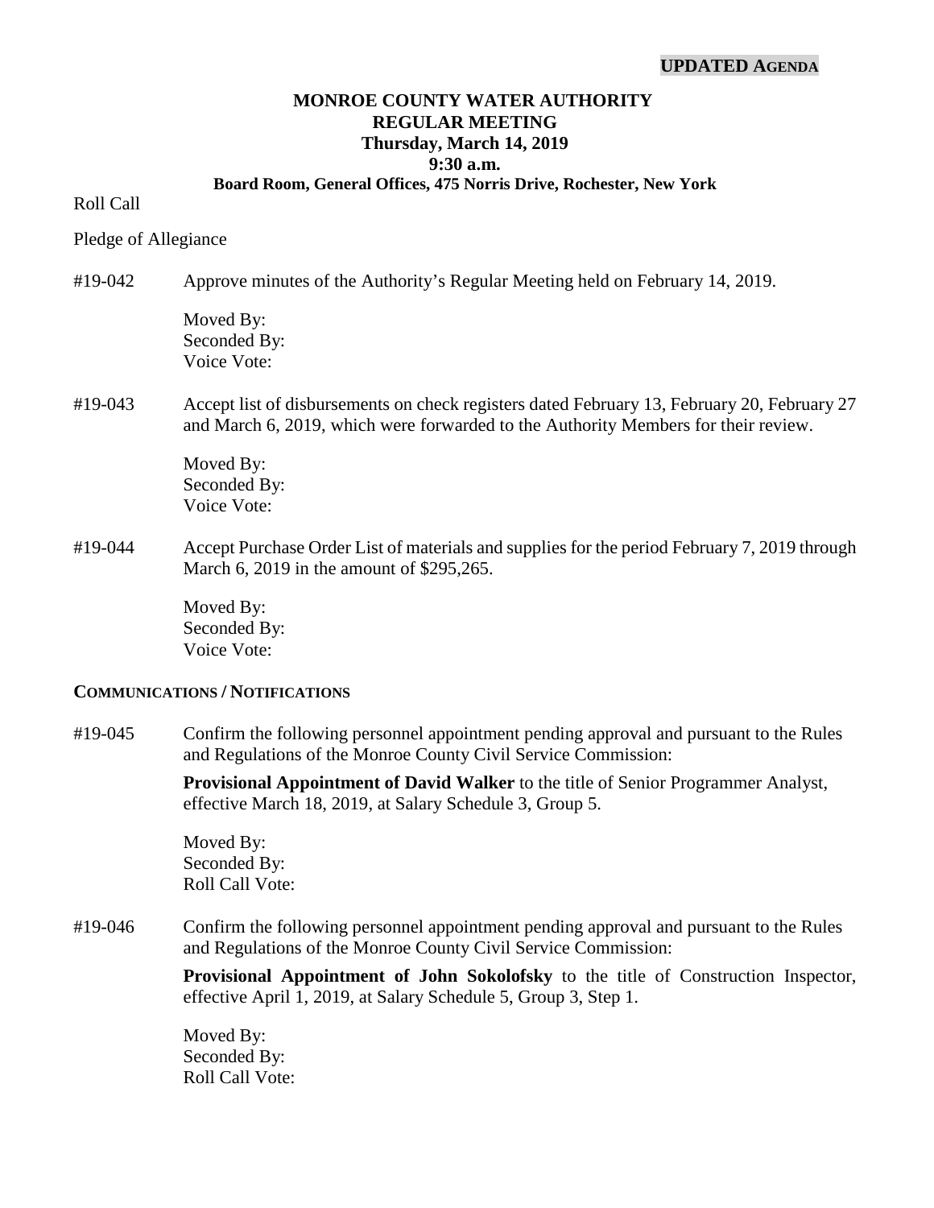**UPDATED AGENDA**

# MONROE COUNTY WATER AUTHORITY
## REGULAR MEETING
### Thursday, March 14, 2019
### 9:30 a.m.
**Board Room, General Offices, 475 Norris Drive, Rochester, New York**

Roll Call

Pledge of Allegiance

#19-042 Approve minutes of the Authority's Regular Meeting held on February 14, 2019.

Moved By:
Seconded By:
Voice Vote:

#19-043 Accept list of disbursements on check registers dated February 13, February 20, February 27 and March 6, 2019, which were forwarded to the Authority Members for their review.

Moved By:
Seconded By:
Voice Vote:

#19-044 Accept Purchase Order List of materials and supplies for the period February 7, 2019 through March 6, 2019 in the amount of $295,265.

Moved By:
Seconded By:
Voice Vote:

**COMMUNICATIONS / NOTIFICATIONS**

#19-045 Confirm the following personnel appointment pending approval and pursuant to the Rules and Regulations of the Monroe County Civil Service Commission:

**Provisional Appointment of David Walker** to the title of Senior Programmer Analyst, effective March 18, 2019, at Salary Schedule 3, Group 5.

Moved By:
Seconded By:
Roll Call Vote:

#19-046 Confirm the following personnel appointment pending approval and pursuant to the Rules and Regulations of the Monroe County Civil Service Commission:

**Provisional Appointment of John Sokolofsky** to the title of Construction Inspector, effective April 1, 2019, at Salary Schedule 5, Group 3, Step 1.

Moved By:
Seconded By:
Roll Call Vote: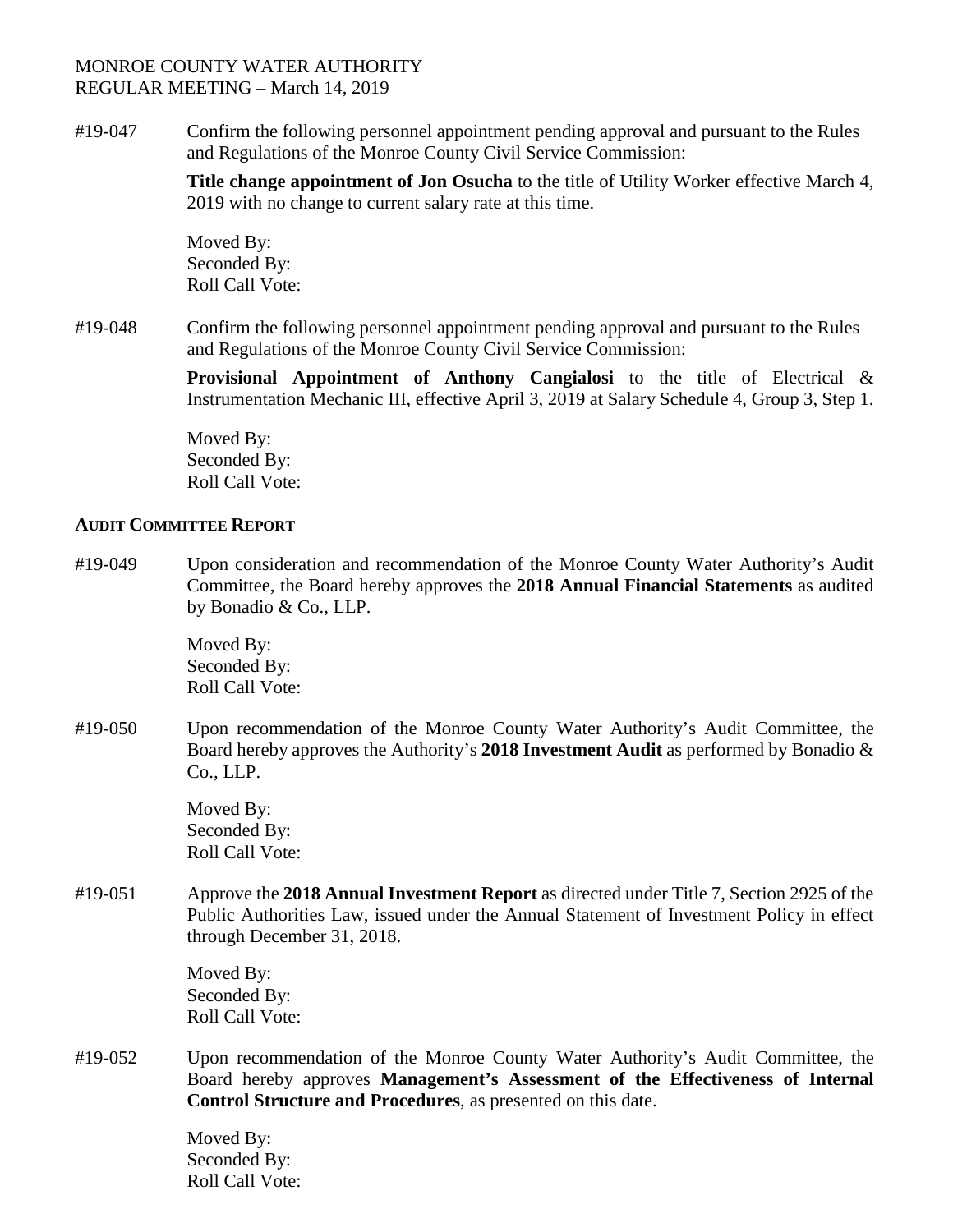MONROE COUNTY WATER AUTHORITY
REGULAR MEETING – March 14, 2019

#19-047 Confirm the following personnel appointment pending approval and pursuant to the Rules and Regulations of the Monroe County Civil Service Commission:

**Title change appointment of Jon Osucha** to the title of Utility Worker effective March 4, 2019 with no change to current salary rate at this time.

Moved By:
Seconded By:
Roll Call Vote:

#19-048 Confirm the following personnel appointment pending approval and pursuant to the Rules and Regulations of the Monroe County Civil Service Commission:

**Provisional Appointment of Anthony Cangialosi** to the title of Electrical & Instrumentation Mechanic III, effective April 3, 2019 at Salary Schedule 4, Group 3, Step 1.

Moved By:
Seconded By:
Roll Call Vote:

**AUDIT COMMITTEE REPORT**

#19-049 Upon consideration and recommendation of the Monroe County Water Authority's Audit Committee, the Board hereby approves the **2018 Annual Financial Statements** as audited by Bonadio & Co., LLP.

Moved By:
Seconded By:
Roll Call Vote:

#19-050 Upon recommendation of the Monroe County Water Authority's Audit Committee, the Board hereby approves the Authority's **2018 Investment Audit** as performed by Bonadio & Co., LLP.

Moved By:
Seconded By:
Roll Call Vote:

#19-051 Approve the **2018 Annual Investment Report** as directed under Title 7, Section 2925 of the Public Authorities Law, issued under the Annual Statement of Investment Policy in effect through December 31, 2018.

Moved By:
Seconded By:
Roll Call Vote:

#19-052 Upon recommendation of the Monroe County Water Authority's Audit Committee, the Board hereby approves **Management's Assessment of the Effectiveness of Internal Control Structure and Procedures**, as presented on this date.

Moved By:
Seconded By:
Roll Call Vote: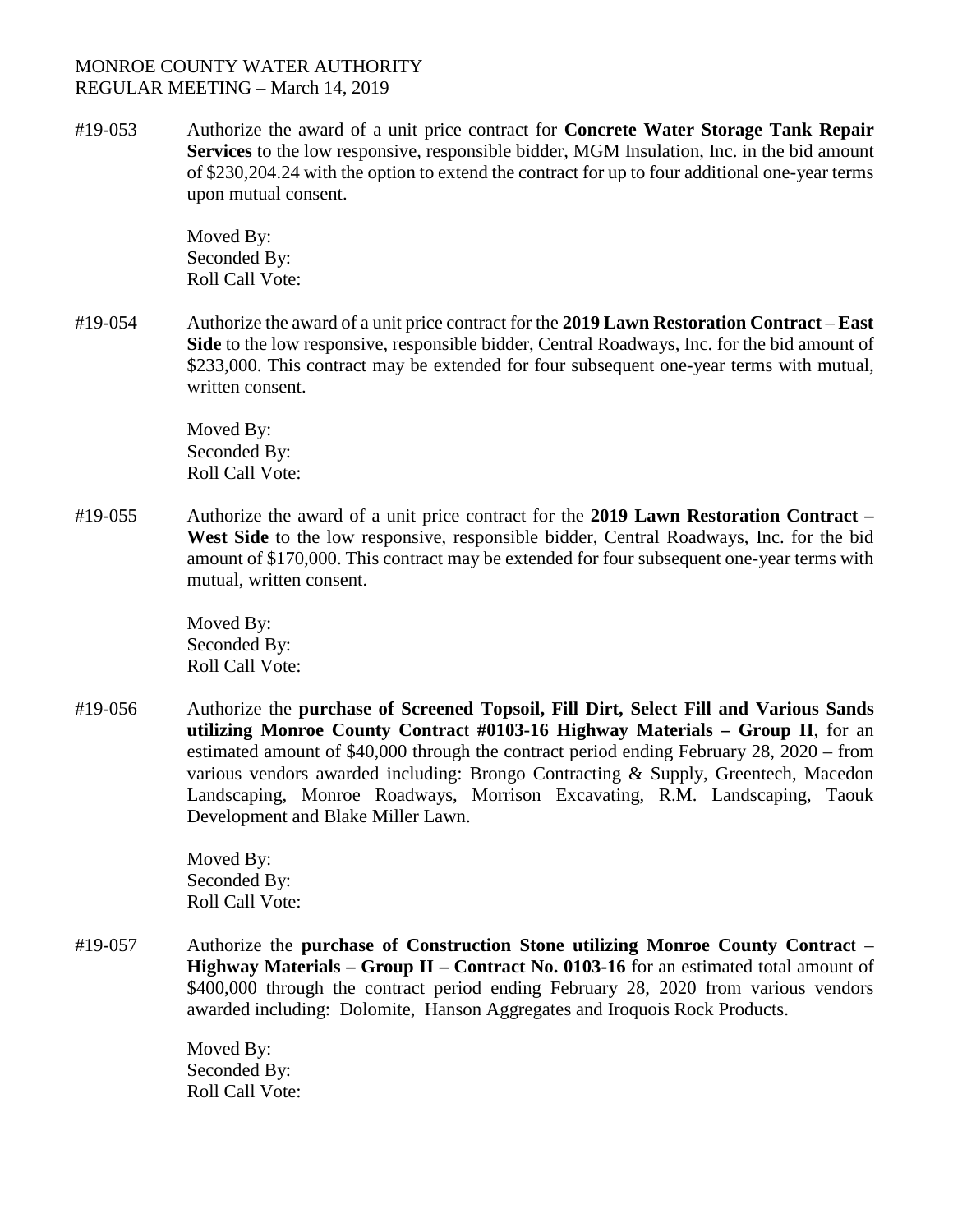MONROE COUNTY WATER AUTHORITY
REGULAR MEETING – March 14, 2019

#19-053 Authorize the award of a unit price contract for **Concrete Water Storage Tank Repair Services** to the low responsive, responsible bidder, MGM Insulation, Inc. in the bid amount of $230,204.24 with the option to extend the contract for up to four additional one-year terms upon mutual consent.

Moved By:
Seconded By:
Roll Call Vote:

#19-054 Authorize the award of a unit price contract for the **2019 Lawn Restoration Contract** – **East Side** to the low responsive, responsible bidder, Central Roadways, Inc. for the bid amount of $233,000. This contract may be extended for four subsequent one-year terms with mutual, written consent.

Moved By:
Seconded By:
Roll Call Vote:

#19-055 Authorize the award of a unit price contract for the **2019 Lawn Restoration Contract – West Side** to the low responsive, responsible bidder, Central Roadways, Inc. for the bid amount of $170,000. This contract may be extended for four subsequent one-year terms with mutual, written consent.

Moved By:
Seconded By:
Roll Call Vote:

#19-056 Authorize the **purchase of Screened Topsoil, Fill Dirt, Select Fill and Various Sands utilizing Monroe County Contrac**t **#0103-16 Highway Materials – Group II**, for an estimated amount of $40,000 through the contract period ending February 28, 2020 – from various vendors awarded including: Brongo Contracting & Supply, Greentech, Macedon Landscaping, Monroe Roadways, Morrison Excavating, R.M. Landscaping, Taouk Development and Blake Miller Lawn.

Moved By:
Seconded By:
Roll Call Vote:

#19-057 Authorize the **purchase of Construction Stone utilizing Monroe County Contrac**t – **Highway Materials – Group II – Contract No. 0103-16** for an estimated total amount of $400,000 through the contract period ending February 28, 2020 from various vendors awarded including: Dolomite, Hanson Aggregates and Iroquois Rock Products.

Moved By:
Seconded By:
Roll Call Vote: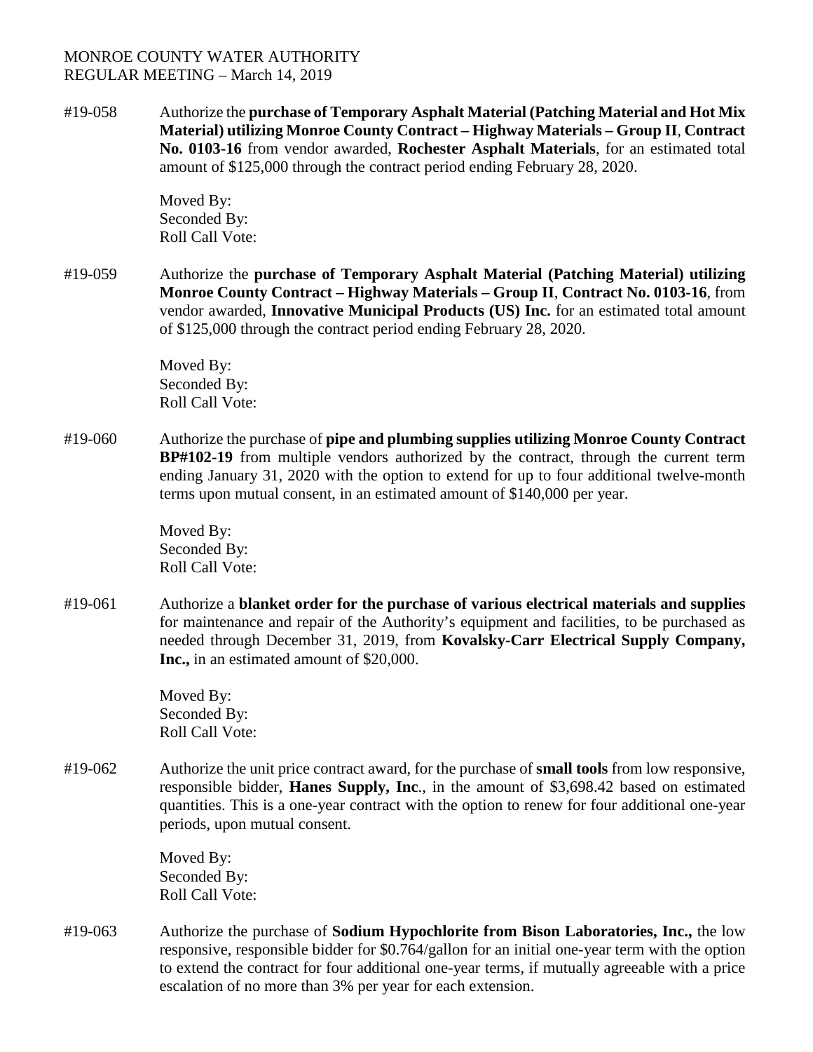MONROE COUNTY WATER AUTHORITY
REGULAR MEETING – March 14, 2019

#19-058 Authorize the **purchase of Temporary Asphalt Material (Patching Material and Hot Mix Material) utilizing Monroe County Contract – Highway Materials – Group II**, **Contract No. 0103-16** from vendor awarded, **Rochester Asphalt Materials**, for an estimated total amount of $125,000 through the contract period ending February 28, 2020.

Moved By:
Seconded By:
Roll Call Vote:

#19-059 Authorize the **purchase of Temporary Asphalt Material (Patching Material) utilizing Monroe County Contract – Highway Materials – Group II**, **Contract No. 0103-16**, from vendor awarded, **Innovative Municipal Products (US) Inc.** for an estimated total amount of $125,000 through the contract period ending February 28, 2020.

Moved By:
Seconded By:
Roll Call Vote:

#19-060 Authorize the purchase of **pipe and plumbing supplies utilizing Monroe County Contract BP#102-19** from multiple vendors authorized by the contract, through the current term ending January 31, 2020 with the option to extend for up to four additional twelve-month terms upon mutual consent, in an estimated amount of $140,000 per year.

Moved By:
Seconded By:
Roll Call Vote:

#19-061 Authorize a **blanket order for the purchase of various electrical materials and supplies** for maintenance and repair of the Authority's equipment and facilities, to be purchased as needed through December 31, 2019, from **Kovalsky-Carr Electrical Supply Company, Inc.,** in an estimated amount of $20,000.

Moved By:
Seconded By:
Roll Call Vote:

#19-062 Authorize the unit price contract award, for the purchase of **small tools** from low responsive, responsible bidder, **Hanes Supply, Inc**., in the amount of $3,698.42 based on estimated quantities. This is a one-year contract with the option to renew for four additional one-year periods, upon mutual consent.

Moved By:
Seconded By:
Roll Call Vote:

#19-063 Authorize the purchase of **Sodium Hypochlorite from Bison Laboratories, Inc.,** the low responsive, responsible bidder for $0.764/gallon for an initial one-year term with the option to extend the contract for four additional one-year terms, if mutually agreeable with a price escalation of no more than 3% per year for each extension.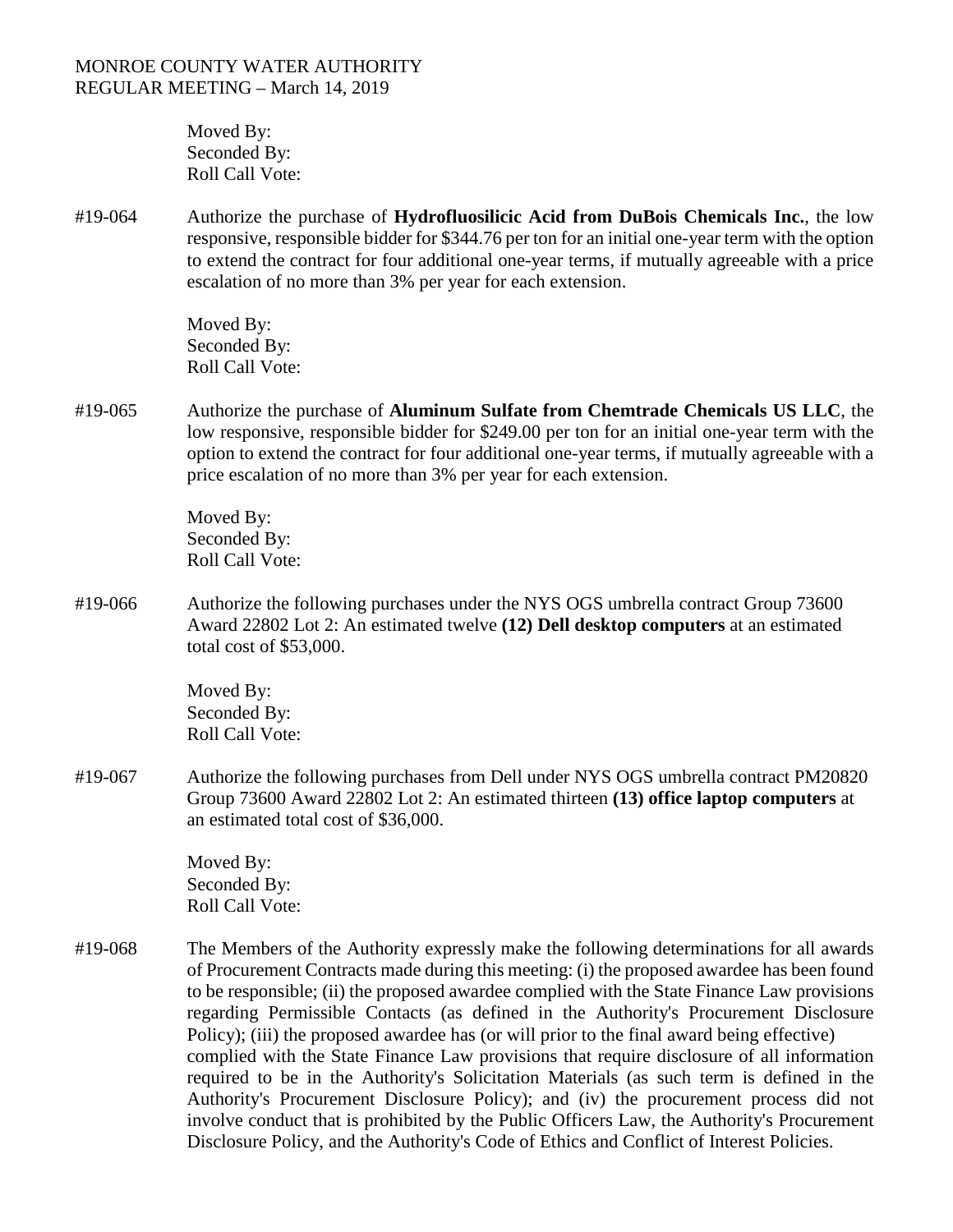Moved By:
Seconded By:
Roll Call Vote:

#19-064 Authorize the purchase of **Hydrofluosilicic Acid from DuBois Chemicals Inc.**, the low responsive, responsible bidder for $344.76 per ton for an initial one-year term with the option to extend the contract for four additional one-year terms, if mutually agreeable with a price escalation of no more than 3% per year for each extension.

Moved By:
Seconded By:
Roll Call Vote:

#19-065 Authorize the purchase of **Aluminum Sulfate from Chemtrade Chemicals US LLC**, the low responsive, responsible bidder for $249.00 per ton for an initial one-year term with the option to extend the contract for four additional one-year terms, if mutually agreeable with a price escalation of no more than 3% per year for each extension.

Moved By:
Seconded By:
Roll Call Vote:

#19-066 Authorize the following purchases under the NYS OGS umbrella contract Group 73600 Award 22802 Lot 2: An estimated twelve **(12) Dell desktop computers** at an estimated total cost of $53,000.

Moved By:
Seconded By:
Roll Call Vote:

#19-067 Authorize the following purchases from Dell under NYS OGS umbrella contract PM20820 Group 73600 Award 22802 Lot 2: An estimated thirteen **(13) office laptop computers** at an estimated total cost of $36,000.

Moved By:
Seconded By:
Roll Call Vote:

#19-068 The Members of the Authority expressly make the following determinations for all awards of Procurement Contracts made during this meeting: (i) the proposed awardee has been found to be responsible; (ii) the proposed awardee complied with the State Finance Law provisions regarding Permissible Contacts (as defined in the Authority's Procurement Disclosure Policy); (iii) the proposed awardee has (or will prior to the final award being effective) complied with the State Finance Law provisions that require disclosure of all information required to be in the Authority's Solicitation Materials (as such term is defined in the Authority's Procurement Disclosure Policy); and (iv) the procurement process did not involve conduct that is prohibited by the Public Officers Law, the Authority's Procurement Disclosure Policy, and the Authority's Code of Ethics and Conflict of Interest Policies.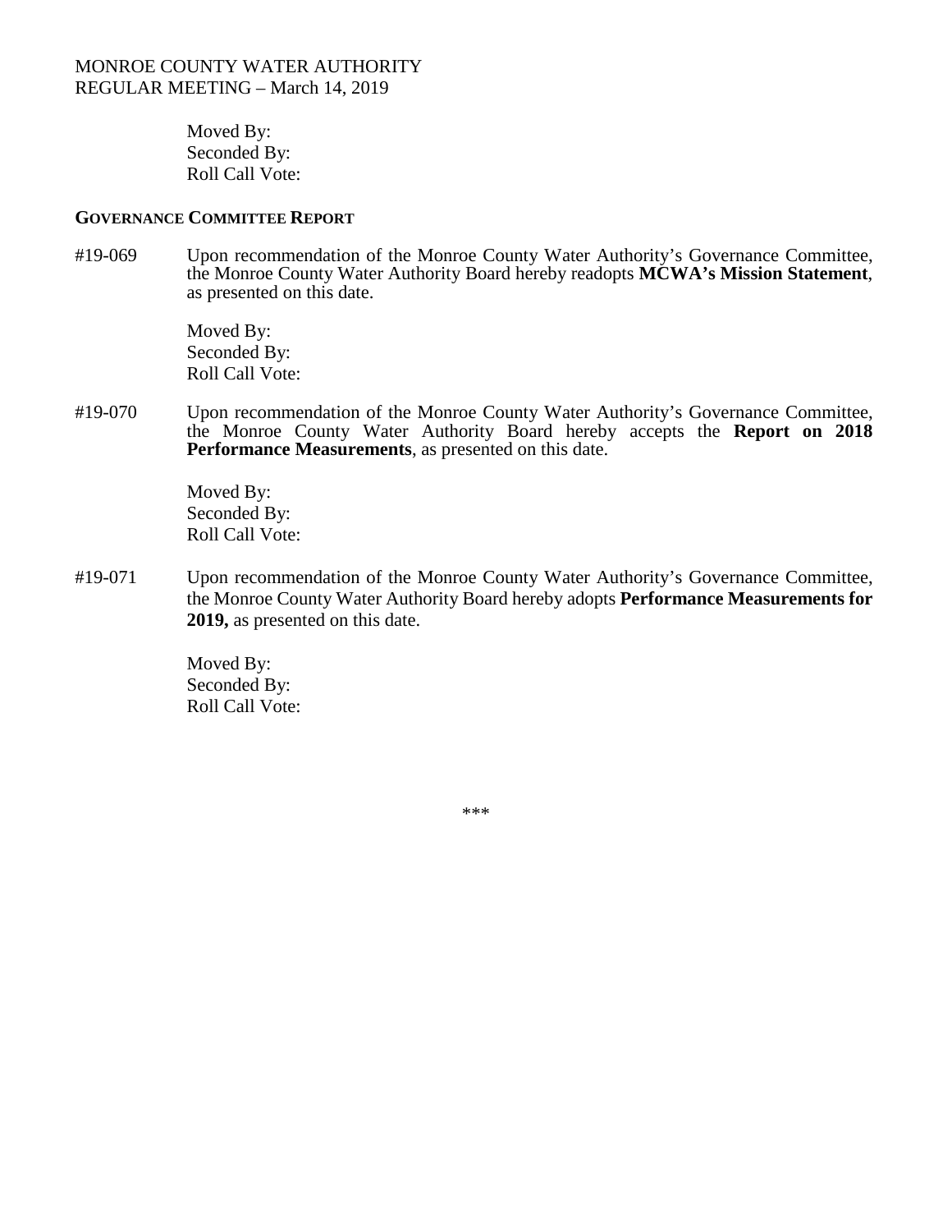Moved By:
Seconded By:
Roll Call Vote:

## GOVERNANCE COMMITTEE REPORT

#19-069 Upon recommendation of the Monroe County Water Authority's Governance Committee, the Monroe County Water Authority Board hereby readopts **MCWA's Mission Statement**, as presented on this date.

Moved By:
Seconded By:
Roll Call Vote:

#19-070 Upon recommendation of the Monroe County Water Authority's Governance Committee, the Monroe County Water Authority Board hereby accepts the **Report on 2018 Performance Measurements**, as presented on this date.

Moved By:
Seconded By:
Roll Call Vote:

#19-071 Upon recommendation of the Monroe County Water Authority's Governance Committee, the Monroe County Water Authority Board hereby adopts **Performance Measurements for 2019,** as presented on this date.

Moved By:
Seconded By:
Roll Call Vote:

\*\*\*